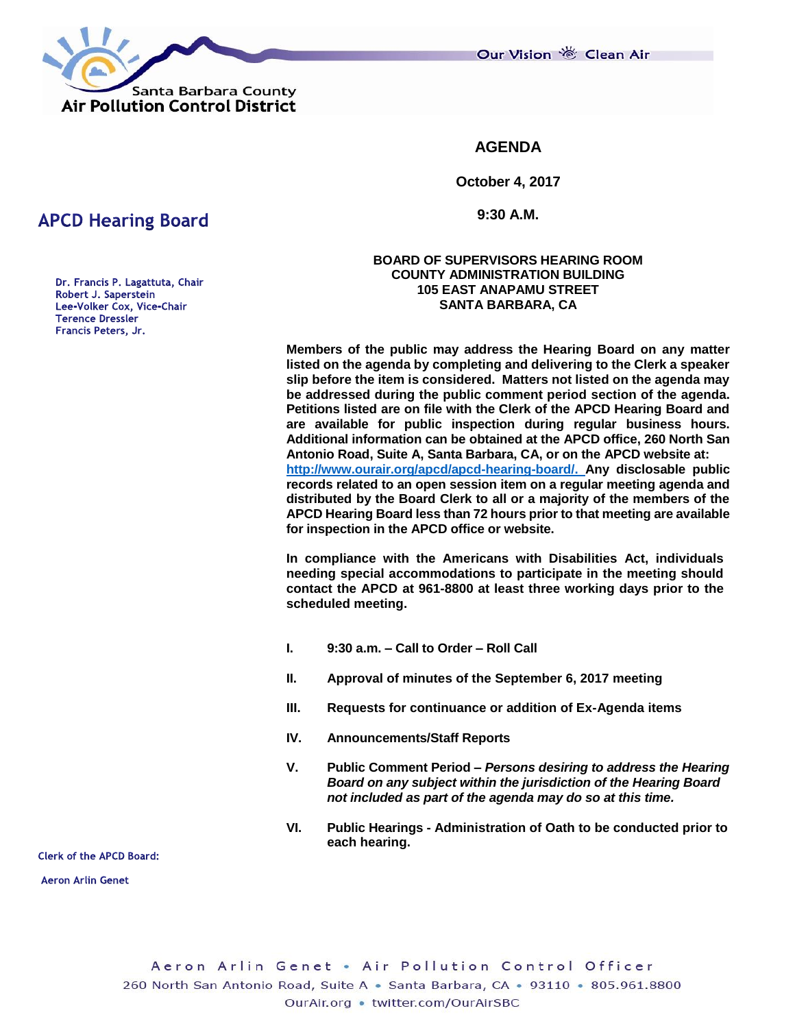Santa Barbara County
Air Pollution Control District

Our Vision — Clean Air

# AGENDA

**October 4, 2017**

**9:30 A.M.**

## APCD Hearing Board

Dr. Francis P. Lagattuta, Chair
Robert J. Saperstein
Lee-Volker Cox, Vice-Chair
Terence Dressler
Francis Peters, Jr.

**BOARD OF SUPERVISORS HEARING ROOM**
**COUNTY ADMINISTRATION BUILDING**
**105 EAST ANAPAMU STREET**
**SANTA BARBARA, CA**

**Members of the public may address the Hearing Board on any matter listed on the agenda by completing and delivering to the Clerk a speaker slip before the item is considered. Matters not listed on the agenda may be addressed during the public comment period section of the agenda. Petitions listed are on file with the Clerk of the APCD Hearing Board and are available for public inspection during regular business hours. Additional information can be obtained at the APCD office, 260 North San Antonio Road, Suite A, Santa Barbara, CA, or on the APCD website at: [http://www.ourair.org/apcd/apcd-hearing-board/.](http://www.ourair.org/apcd/apcd-hearing-board/) Any disclosable public records related to an open session item on a regular meeting agenda and distributed by the Board Clerk to all or a majority of the members of the APCD Hearing Board less than 72 hours prior to that meeting are available for inspection in the APCD office or website.**

**In compliance with the Americans with Disabilities Act, individuals needing special accommodations to participate in the meeting should contact the APCD at 961-8800 at least three working days prior to the scheduled meeting.**

**I.** **9:30 a.m. – Call to Order – Roll Call**

**II.** **Approval of minutes of the September 6, 2017 meeting**

**III.** **Requests for continuance or addition of Ex-Agenda items**

**IV.** **Announcements/Staff Reports**

**V.** **Public Comment Period –** ***Persons desiring to address the Hearing Board on any subject within the jurisdiction of the Hearing Board not included as part of the agenda may do so at this time.***

**VI.** **Public Hearings - Administration of Oath to be conducted prior to each hearing.**

Clerk of the APCD Board:

Aeron Arlin Genet

Aeron Arlin Genet • Air Pollution Control Officer
260 North San Antonio Road, Suite A • Santa Barbara, CA • 93110 • 805.961.8800
OurAir.org • twitter.com/OurAirSBC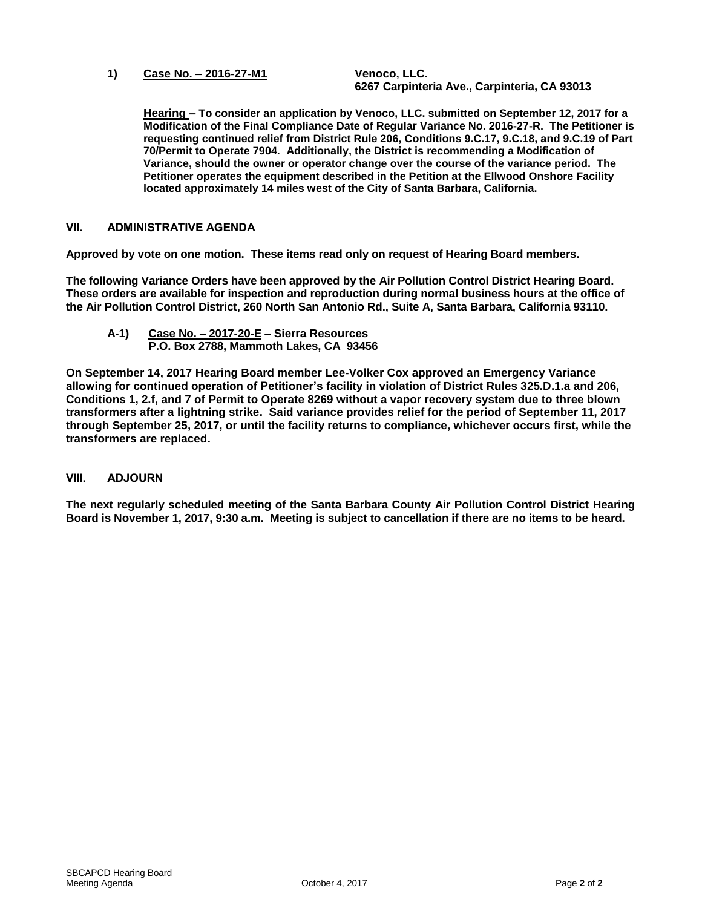**1) Case No. – 2016-27-M1** **Venoco, LLC.**
**6267 Carpinteria Ave., Carpinteria, CA 93013**

**Hearing – To consider an application by Venoco, LLC. submitted on September 12, 2017 for a Modification of the Final Compliance Date of Regular Variance No. 2016-27-R. The Petitioner is requesting continued relief from District Rule 206, Conditions 9.C.17, 9.C.18, and 9.C.19 of Part 70/Permit to Operate 7904. Additionally, the District is recommending a Modification of Variance, should the owner or operator change over the course of the variance period. The Petitioner operates the equipment described in the Petition at the Ellwood Onshore Facility located approximately 14 miles west of the City of Santa Barbara, California.**

## VII. ADMINISTRATIVE AGENDA

**Approved by vote on one motion. These items read only on request of Hearing Board members.**

**The following Variance Orders have been approved by the Air Pollution Control District Hearing Board. These orders are available for inspection and reproduction during normal business hours at the office of the Air Pollution Control District, 260 North San Antonio Rd., Suite A, Santa Barbara, California 93110.**

**A-1) Case No. – 2017-20-E – Sierra Resources**
**P.O. Box 2788, Mammoth Lakes, CA 93456**

**On September 14, 2017 Hearing Board member Lee-Volker Cox approved an Emergency Variance allowing for continued operation of Petitioner's facility in violation of District Rules 325.D.1.a and 206, Conditions 1, 2.f, and 7 of Permit to Operate 8269 without a vapor recovery system due to three blown transformers after a lightning strike. Said variance provides relief for the period of September 11, 2017 through September 25, 2017, or until the facility returns to compliance, whichever occurs first, while the transformers are replaced.**

## VIII. ADJOURN

**The next regularly scheduled meeting of the Santa Barbara County Air Pollution Control District Hearing Board is November 1, 2017, 9:30 a.m. Meeting is subject to cancellation if there are no items to be heard.**